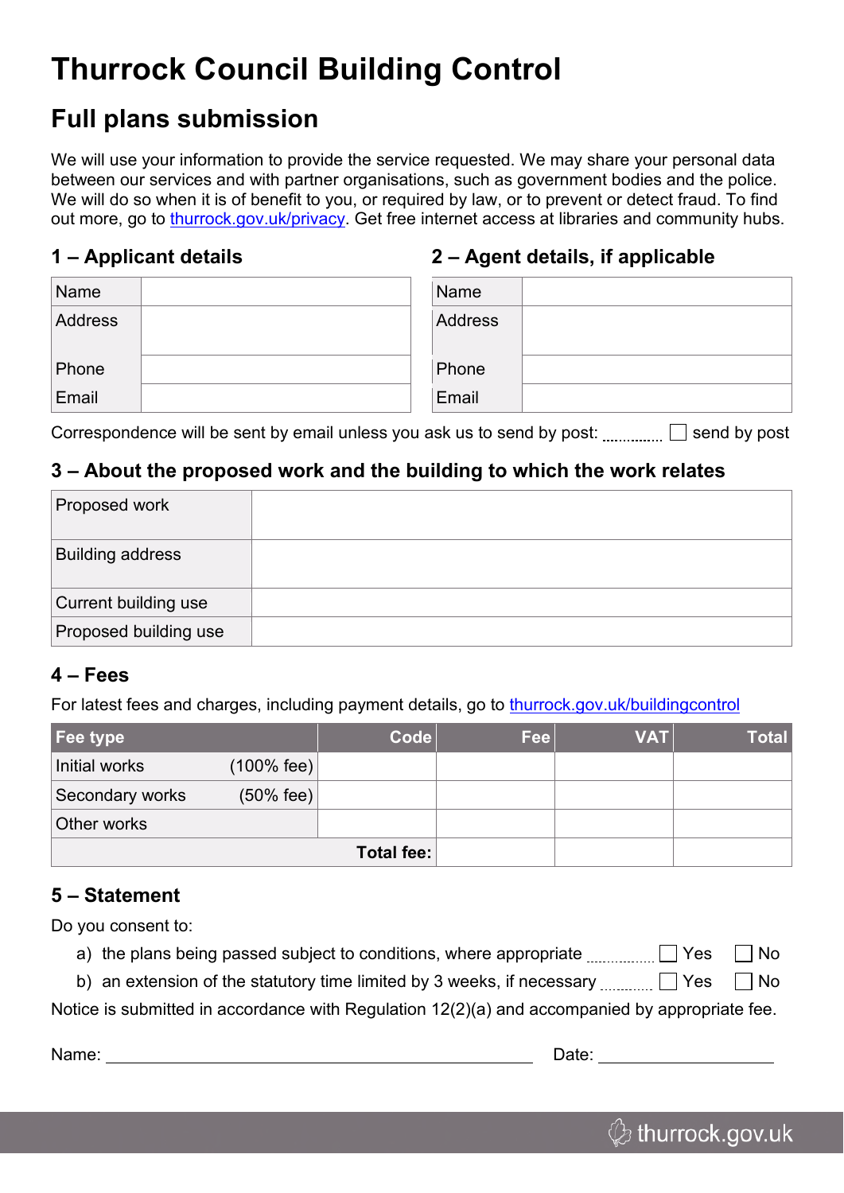# Thurrock Council Building Control

## Full plans submission

We will use your information to provide the service requested. We may share your personal data between our services and with partner organisations, such as government bodies and the police. We will do so when it is of benefit to you, or required by law, or to prevent or detect fraud. To find out more, go to thurrock.gov.uk/privacy. Get free internet access at libraries and community hubs.

### 1 – Applicant details

| Name | |
|---|---|
| Address | |
| Phone | |
| Email | |

### 2 – Agent details, if applicable

| Name | |
|---|---|
| Address | |
| Phone | |
| Email | |

Correspondence will be sent by email unless you ask us to send by post: ☐ send by post

### 3 – About the proposed work and the building to which the work relates

| Proposed work | |
|---|---|
| Building address | |
| Current building use | |
| Proposed building use | |

### 4 – Fees

For latest fees and charges, including payment details, go to thurrock.gov.uk/buildingcontrol

| Fee type | Code | Fee | VAT | Total |
|---|---|---|---|---|
| Initial works (100% fee) | | | | |
| Secondary works (50% fee) | | | | |
| Other works | | | | |
| **Total fee:** | | | | |

### 5 – Statement

Do you consent to:

a) the plans being passed subject to conditions, where appropriate ☐ Yes ☐ No

b) an extension of the statutory time limited by 3 weeks, if necessary ☐ Yes ☐ No

Notice is submitted in accordance with Regulation 12(2)(a) and accompanied by appropriate fee.

Name: ______________________________ Date: ____________________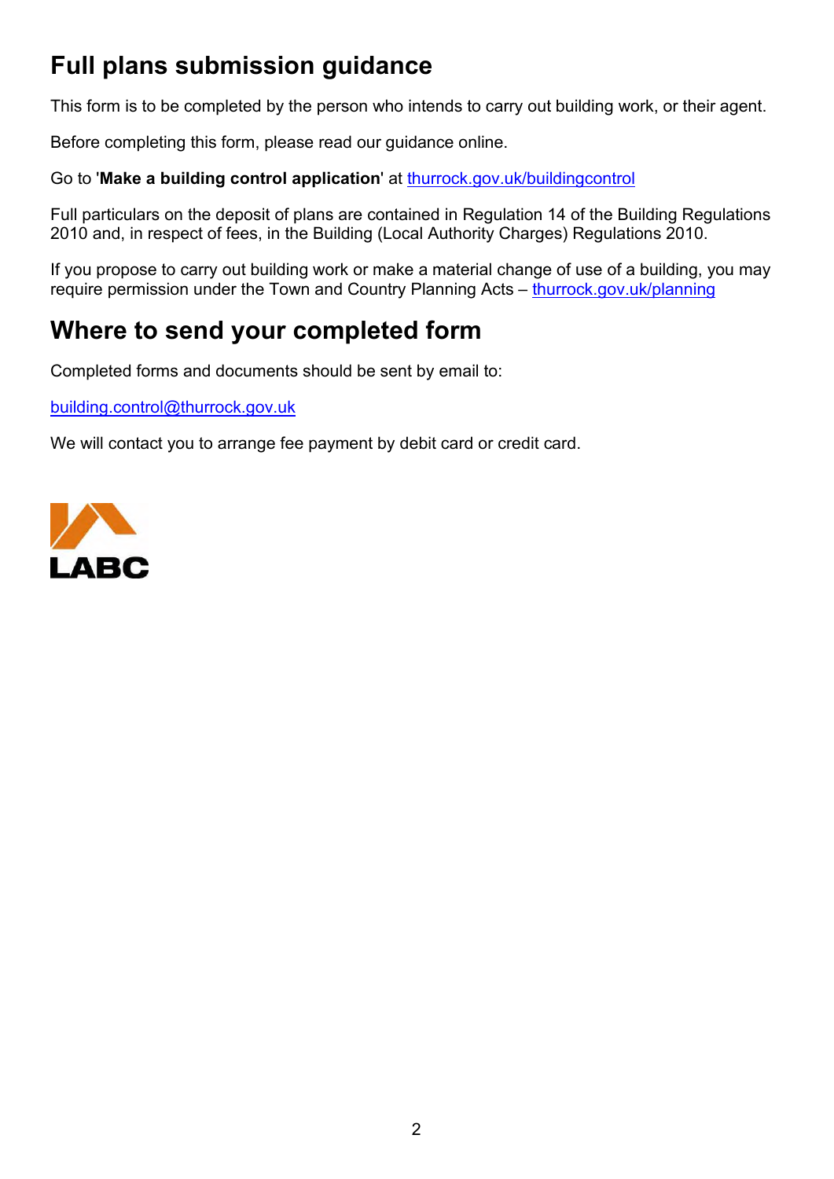# Full plans submission guidance

This form is to be completed by the person who intends to carry out building work, or their agent.

Before completing this form, please read our guidance online.

Go to '**Make a building control application**' at thurrock.gov.uk/buildingcontrol

Full particulars on the deposit of plans are contained in Regulation 14 of the Building Regulations 2010 and, in respect of fees, in the Building (Local Authority Charges) Regulations 2010.

If you propose to carry out building work or make a material change of use of a building, you may require permission under the Town and Country Planning Acts – thurrock.gov.uk/planning

# Where to send your completed form

Completed forms and documents should be sent by email to:

building.control@thurrock.gov.uk

We will contact you to arrange fee payment by debit card or credit card.

LABC